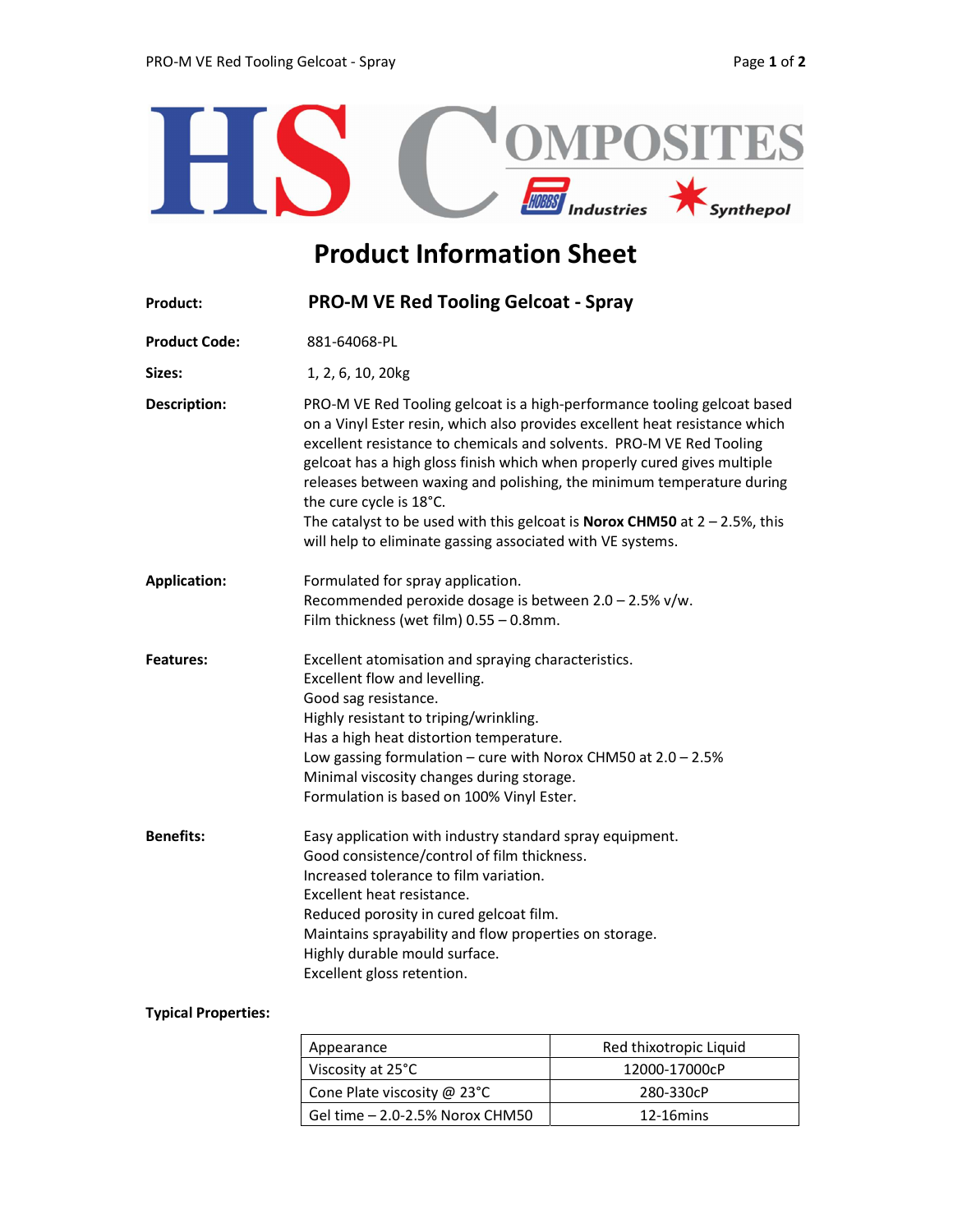# Product Information Sheet

**Product:** **PRO-M VE Red Tooling Gelcoat - Spray**

**Product Code:** 881-64068-PL

**Sizes:** 1, 2, 6, 10, 20kg

**Description:**

PRO-M VE Red Tooling gelcoat is a high-performance tooling gelcoat based on a Vinyl Ester resin, which also provides excellent heat resistance which excellent resistance to chemicals and solvents. PRO-M VE Red Tooling gelcoat has a high gloss finish which when properly cured gives multiple releases between waxing and polishing, the minimum temperature during the cure cycle is 18°C.
The catalyst to be used with this gelcoat is **Norox CHM50** at 2 – 2.5%, this will help to eliminate gassing associated with VE systems.

**Application:**

Formulated for spray application.
Recommended peroxide dosage is between 2.0 – 2.5% v/w.
Film thickness (wet film) 0.55 – 0.8mm.

**Features:**

Excellent atomisation and spraying characteristics.
Excellent flow and levelling.
Good sag resistance.
Highly resistant to triping/wrinkling.
Has a high heat distortion temperature.
Low gassing formulation – cure with Norox CHM50 at 2.0 – 2.5%
Minimal viscosity changes during storage.
Formulation is based on 100% Vinyl Ester.

**Benefits:**

Easy application with industry standard spray equipment.
Good consistence/control of film thickness.
Increased tolerance to film variation.
Excellent heat resistance.
Reduced porosity in cured gelcoat film.
Maintains sprayability and flow properties on storage.
Highly durable mould surface.
Excellent gloss retention.

**Typical Properties:**

| Property | Value |
|---|---|
| Appearance | Red thixotropic Liquid |
| Viscosity at 25°C | 12000-17000cP |
| Cone Plate viscosity @ 23°C | 280-330cP |
| Gel time – 2.0-2.5% Norox CHM50 | 12-16mins |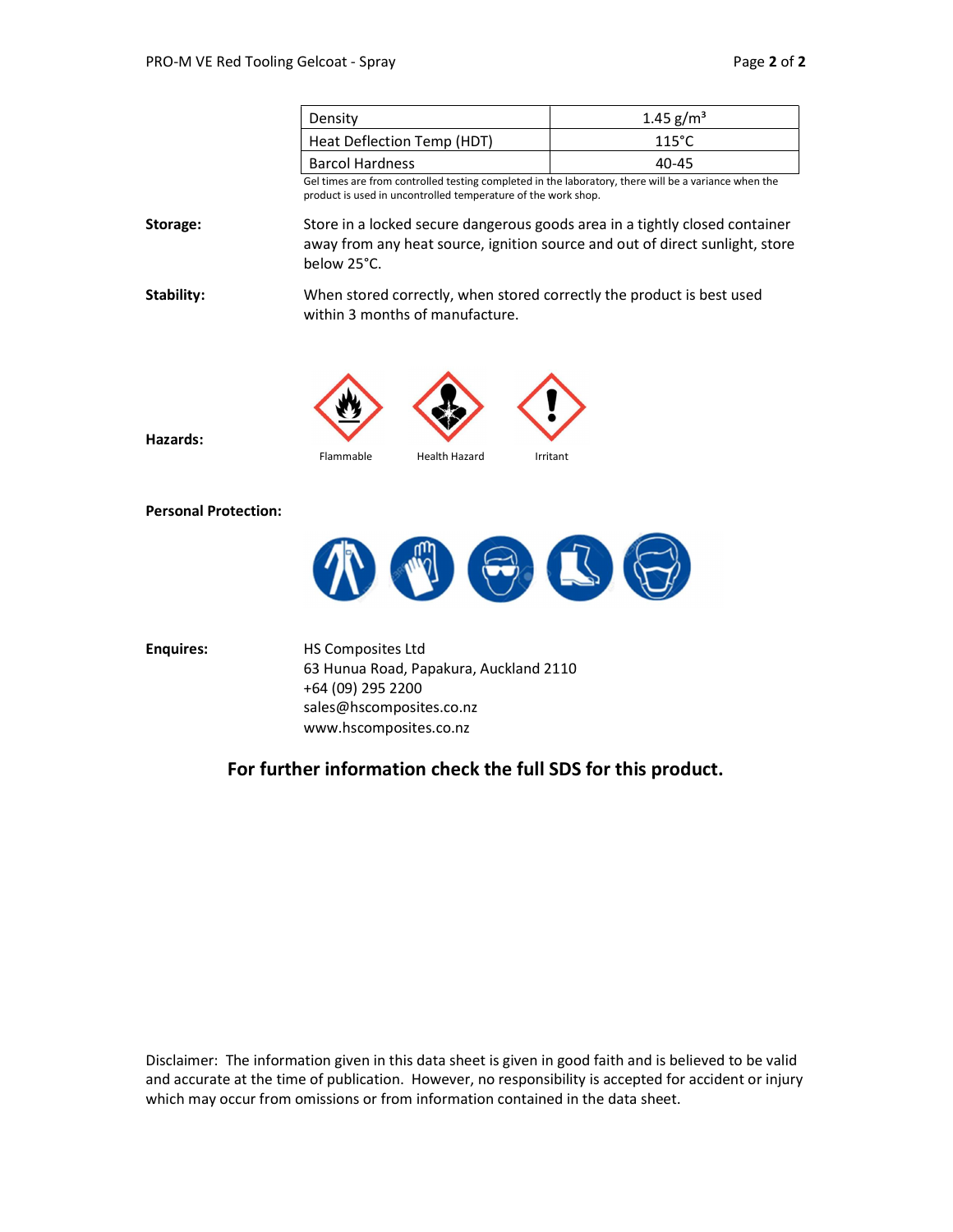| | |
|---|---|
| Density | 1.45 g/m³ |
| Heat Deflection Temp (HDT) | 115°C |
| Barcol Hardness | 40-45 |

Gel times are from controlled testing completed in the laboratory, there will be a variance when the product is used in uncontrolled temperature of the work shop.

**Storage:** Store in a locked secure dangerous goods area in a tightly closed container away from any heat source, ignition source and out of direct sunlight, store below 25°C.

**Stability:** When stored correctly, when stored correctly the product is best used within 3 months of manufacture.

**Hazards:**

Flammable Health Hazard Irritant

**Personal Protection:**

**Enquires:** HS Composites Ltd
63 Hunua Road, Papakura, Auckland 2110
+64 (09) 295 2200
sales@hscomposites.co.nz
www.hscomposites.co.nz

**For further information check the full SDS for this product.**

Disclaimer: The information given in this data sheet is given in good faith and is believed to be valid and accurate at the time of publication. However, no responsibility is accepted for accident or injury which may occur from omissions or from information contained in the data sheet.